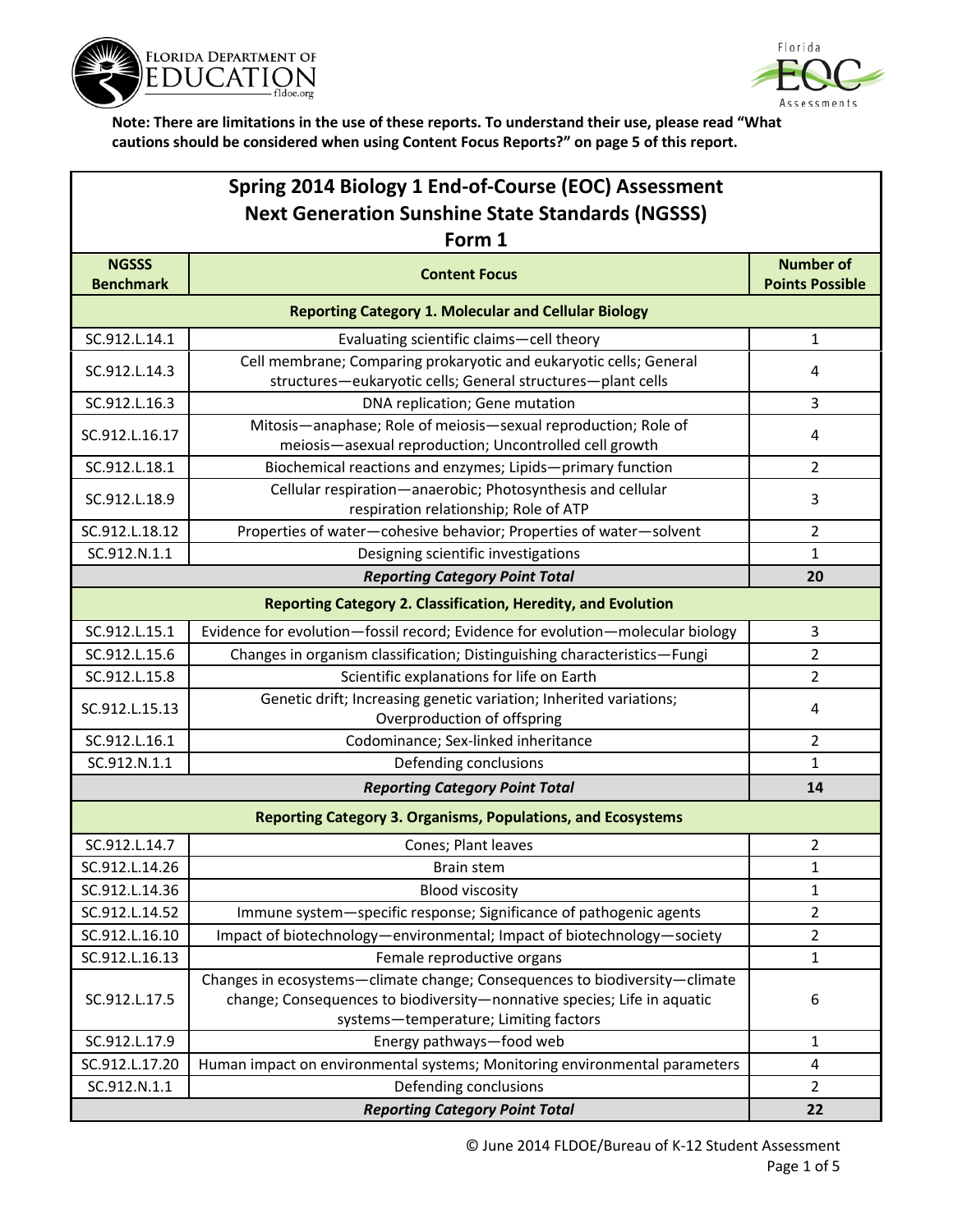**Note: There are limitations in the use of these reports. To understand their use, please read "What cautions should be considered when using Content Focus Reports?" on page 5 of this report.**

## Spring 2014 Biology 1 End-of-Course (EOC) Assessment Next Generation Sunshine State Standards (NGSSS) Form 1

| NGSSS Benchmark | Content Focus | Number of Points Possible |
|---|---|---|
| **Reporting Category 1. Molecular and Cellular Biology** | | |
| SC.912.L.14.1 | Evaluating scientific claims—cell theory | 1 |
| SC.912.L.14.3 | Cell membrane; Comparing prokaryotic and eukaryotic cells; General structures—eukaryotic cells; General structures—plant cells | 4 |
| SC.912.L.16.3 | DNA replication; Gene mutation | 3 |
| SC.912.L.16.17 | Mitosis—anaphase; Role of meiosis—sexual reproduction; Role of meiosis—asexual reproduction; Uncontrolled cell growth | 4 |
| SC.912.L.18.1 | Biochemical reactions and enzymes; Lipids—primary function | 2 |
| SC.912.L.18.9 | Cellular respiration—anaerobic; Photosynthesis and cellular respiration relationship; Role of ATP | 3 |
| SC.912.L.18.12 | Properties of water—cohesive behavior; Properties of water—solvent | 2 |
| SC.912.N.1.1 | Designing scientific investigations | 1 |
| | ***Reporting Category Point Total*** | **20** |
| **Reporting Category 2. Classification, Heredity, and Evolution** | | |
| SC.912.L.15.1 | Evidence for evolution—fossil record; Evidence for evolution—molecular biology | 3 |
| SC.912.L.15.6 | Changes in organism classification; Distinguishing characteristics—Fungi | 2 |
| SC.912.L.15.8 | Scientific explanations for life on Earth | 2 |
| SC.912.L.15.13 | Genetic drift; Increasing genetic variation; Inherited variations; Overproduction of offspring | 4 |
| SC.912.L.16.1 | Codominance; Sex-linked inheritance | 2 |
| SC.912.N.1.1 | Defending conclusions | 1 |
| | ***Reporting Category Point Total*** | **14** |
| **Reporting Category 3. Organisms, Populations, and Ecosystems** | | |
| SC.912.L.14.7 | Cones; Plant leaves | 2 |
| SC.912.L.14.26 | Brain stem | 1 |
| SC.912.L.14.36 | Blood viscosity | 1 |
| SC.912.L.14.52 | Immune system—specific response; Significance of pathogenic agents | 2 |
| SC.912.L.16.10 | Impact of biotechnology—environmental; Impact of biotechnology—society | 2 |
| SC.912.L.16.13 | Female reproductive organs | 1 |
| SC.912.L.17.5 | Changes in ecosystems—climate change; Consequences to biodiversity—climate change; Consequences to biodiversity—nonnative species; Life in aquatic systems—temperature; Limiting factors | 6 |
| SC.912.L.17.9 | Energy pathways—food web | 1 |
| SC.912.L.17.20 | Human impact on environmental systems; Monitoring environmental parameters | 4 |
| SC.912.N.1.1 | Defending conclusions | 2 |
| | ***Reporting Category Point Total*** | **22** |

© June 2014 FLDOE/Bureau of K-12 Student Assessment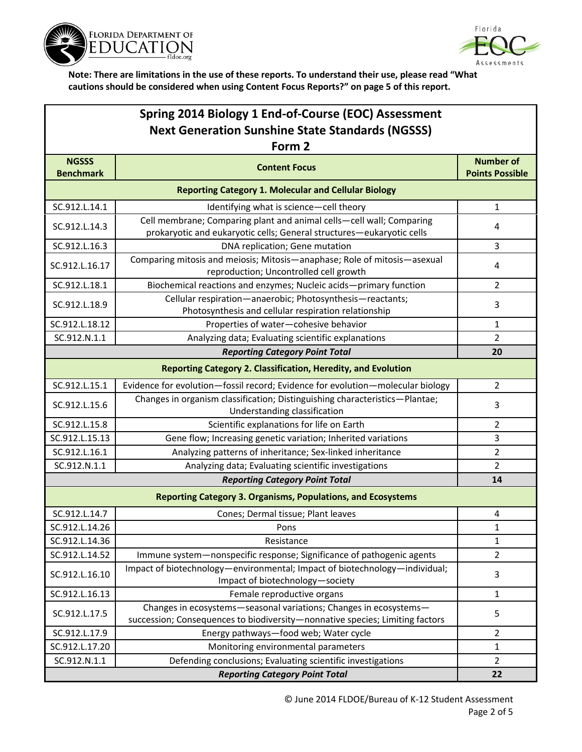**Note: There are limitations in the use of these reports. To understand their use, please read "What cautions should be considered when using Content Focus Reports?" on page 5 of this report.**

## Spring 2014 Biology 1 End-of-Course (EOC) Assessment
## Next Generation Sunshine State Standards (NGSSS)
## Form 2

| NGSSS Benchmark | Content Focus | Number of Points Possible |
|---|---|---|
| **Reporting Category 1. Molecular and Cellular Biology** | | |
| SC.912.L.14.1 | Identifying what is science—cell theory | 1 |
| SC.912.L.14.3 | Cell membrane; Comparing plant and animal cells—cell wall; Comparing prokaryotic and eukaryotic cells; General structures—eukaryotic cells | 4 |
| SC.912.L.16.3 | DNA replication; Gene mutation | 3 |
| SC.912.L.16.17 | Comparing mitosis and meiosis; Mitosis—anaphase; Role of mitosis—asexual reproduction; Uncontrolled cell growth | 4 |
| SC.912.L.18.1 | Biochemical reactions and enzymes; Nucleic acids—primary function | 2 |
| SC.912.L.18.9 | Cellular respiration—anaerobic; Photosynthesis—reactants; Photosynthesis and cellular respiration relationship | 3 |
| SC.912.L.18.12 | Properties of water—cohesive behavior | 1 |
| SC.912.N.1.1 | Analyzing data; Evaluating scientific explanations | 2 |
| | ***Reporting Category Point Total*** | **20** |
| **Reporting Category 2. Classification, Heredity, and Evolution** | | |
| SC.912.L.15.1 | Evidence for evolution—fossil record; Evidence for evolution—molecular biology | 2 |
| SC.912.L.15.6 | Changes in organism classification; Distinguishing characteristics—Plantae; Understanding classification | 3 |
| SC.912.L.15.8 | Scientific explanations for life on Earth | 2 |
| SC.912.L.15.13 | Gene flow; Increasing genetic variation; Inherited variations | 3 |
| SC.912.L.16.1 | Analyzing patterns of inheritance; Sex-linked inheritance | 2 |
| SC.912.N.1.1 | Analyzing data; Evaluating scientific investigations | 2 |
| | ***Reporting Category Point Total*** | **14** |
| **Reporting Category 3. Organisms, Populations, and Ecosystems** | | |
| SC.912.L.14.7 | Cones; Dermal tissue; Plant leaves | 4 |
| SC.912.L.14.26 | Pons | 1 |
| SC.912.L.14.36 | Resistance | 1 |
| SC.912.L.14.52 | Immune system—nonspecific response; Significance of pathogenic agents | 2 |
| SC.912.L.16.10 | Impact of biotechnology—environmental; Impact of biotechnology—individual; Impact of biotechnology—society | 3 |
| SC.912.L.16.13 | Female reproductive organs | 1 |
| SC.912.L.17.5 | Changes in ecosystems—seasonal variations; Changes in ecosystems—succession; Consequences to biodiversity—nonnative species; Limiting factors | 5 |
| SC.912.L.17.9 | Energy pathways—food web; Water cycle | 2 |
| SC.912.L.17.20 | Monitoring environmental parameters | 1 |
| SC.912.N.1.1 | Defending conclusions; Evaluating scientific investigations | 2 |
| | ***Reporting Category Point Total*** | **22** |

© June 2014 FLDOE/Bureau of K-12 Student Assessment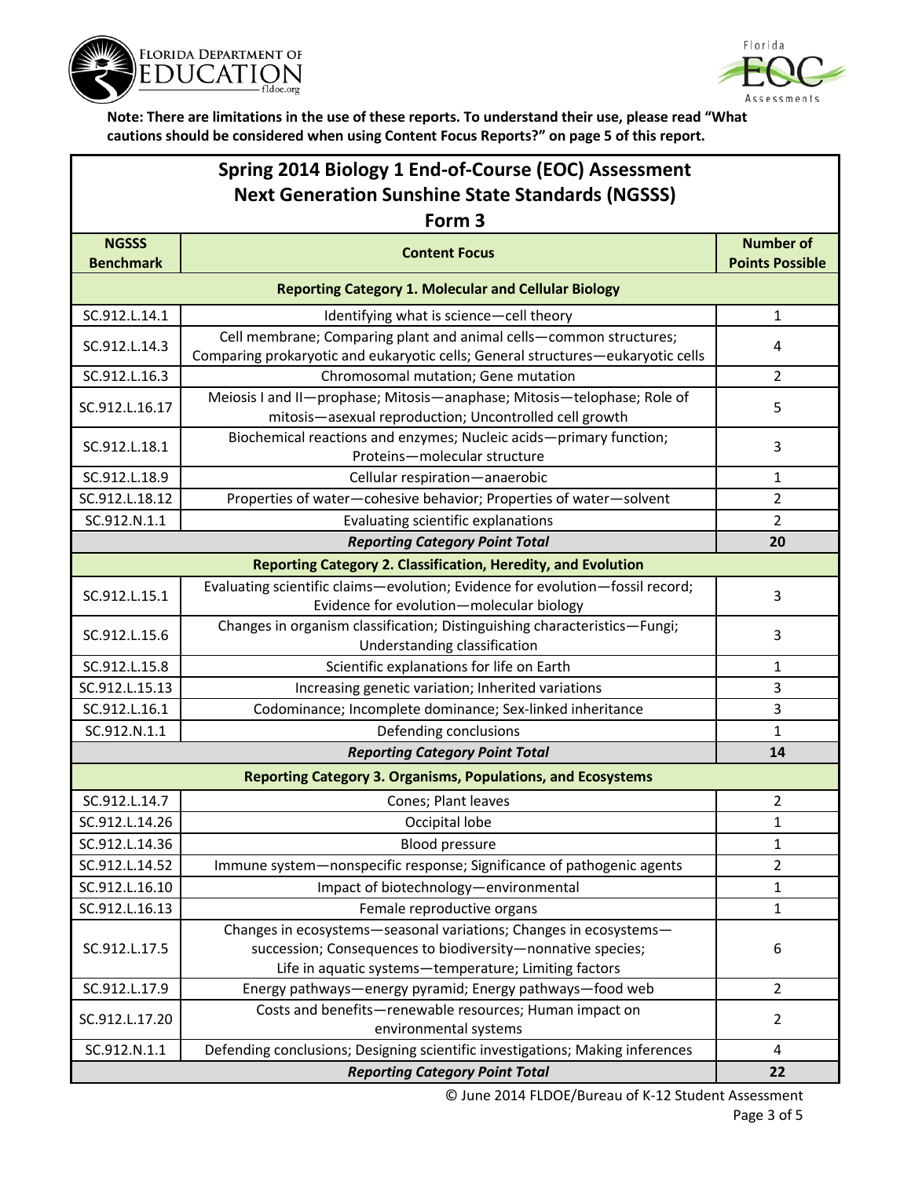**Note: There are limitations in the use of these reports. To understand their use, please read "What cautions should be considered when using Content Focus Reports?" on page 5 of this report.**

## Spring 2014 Biology 1 End-of-Course (EOC) Assessment Next Generation Sunshine State Standards (NGSSS) Form 3

| NGSSS Benchmark | Content Focus | Number of Points Possible |
|---|---|---|
| **Reporting Category 1. Molecular and Cellular Biology** | | |
| SC.912.L.14.1 | Identifying what is science—cell theory | 1 |
| SC.912.L.14.3 | Cell membrane; Comparing plant and animal cells—common structures; Comparing prokaryotic and eukaryotic cells; General structures—eukaryotic cells | 4 |
| SC.912.L.16.3 | Chromosomal mutation; Gene mutation | 2 |
| SC.912.L.16.17 | Meiosis I and II—prophase; Mitosis—anaphase; Mitosis—telophase; Role of mitosis—asexual reproduction; Uncontrolled cell growth | 5 |
| SC.912.L.18.1 | Biochemical reactions and enzymes; Nucleic acids—primary function; Proteins—molecular structure | 3 |
| SC.912.L.18.9 | Cellular respiration—anaerobic | 1 |
| SC.912.L.18.12 | Properties of water—cohesive behavior; Properties of water—solvent | 2 |
| SC.912.N.1.1 | Evaluating scientific explanations | 2 |
| | ***Reporting Category Point Total*** | **20** |
| **Reporting Category 2. Classification, Heredity, and Evolution** | | |
| SC.912.L.15.1 | Evaluating scientific claims—evolution; Evidence for evolution—fossil record; Evidence for evolution—molecular biology | 3 |
| SC.912.L.15.6 | Changes in organism classification; Distinguishing characteristics—Fungi; Understanding classification | 3 |
| SC.912.L.15.8 | Scientific explanations for life on Earth | 1 |
| SC.912.L.15.13 | Increasing genetic variation; Inherited variations | 3 |
| SC.912.L.16.1 | Codominance; Incomplete dominance; Sex-linked inheritance | 3 |
| SC.912.N.1.1 | Defending conclusions | 1 |
| | ***Reporting Category Point Total*** | **14** |
| **Reporting Category 3. Organisms, Populations, and Ecosystems** | | |
| SC.912.L.14.7 | Cones; Plant leaves | 2 |
| SC.912.L.14.26 | Occipital lobe | 1 |
| SC.912.L.14.36 | Blood pressure | 1 |
| SC.912.L.14.52 | Immune system—nonspecific response; Significance of pathogenic agents | 2 |
| SC.912.L.16.10 | Impact of biotechnology—environmental | 1 |
| SC.912.L.16.13 | Female reproductive organs | 1 |
| SC.912.L.17.5 | Changes in ecosystems—seasonal variations; Changes in ecosystems—succession; Consequences to biodiversity—nonnative species; Life in aquatic systems—temperature; Limiting factors | 6 |
| SC.912.L.17.9 | Energy pathways—energy pyramid; Energy pathways—food web | 2 |
| SC.912.L.17.20 | Costs and benefits—renewable resources; Human impact on environmental systems | 2 |
| SC.912.N.1.1 | Defending conclusions; Designing scientific investigations; Making inferences | 4 |
| | ***Reporting Category Point Total*** | **22** |

© June 2014 FLDOE/Bureau of K-12 Student Assessment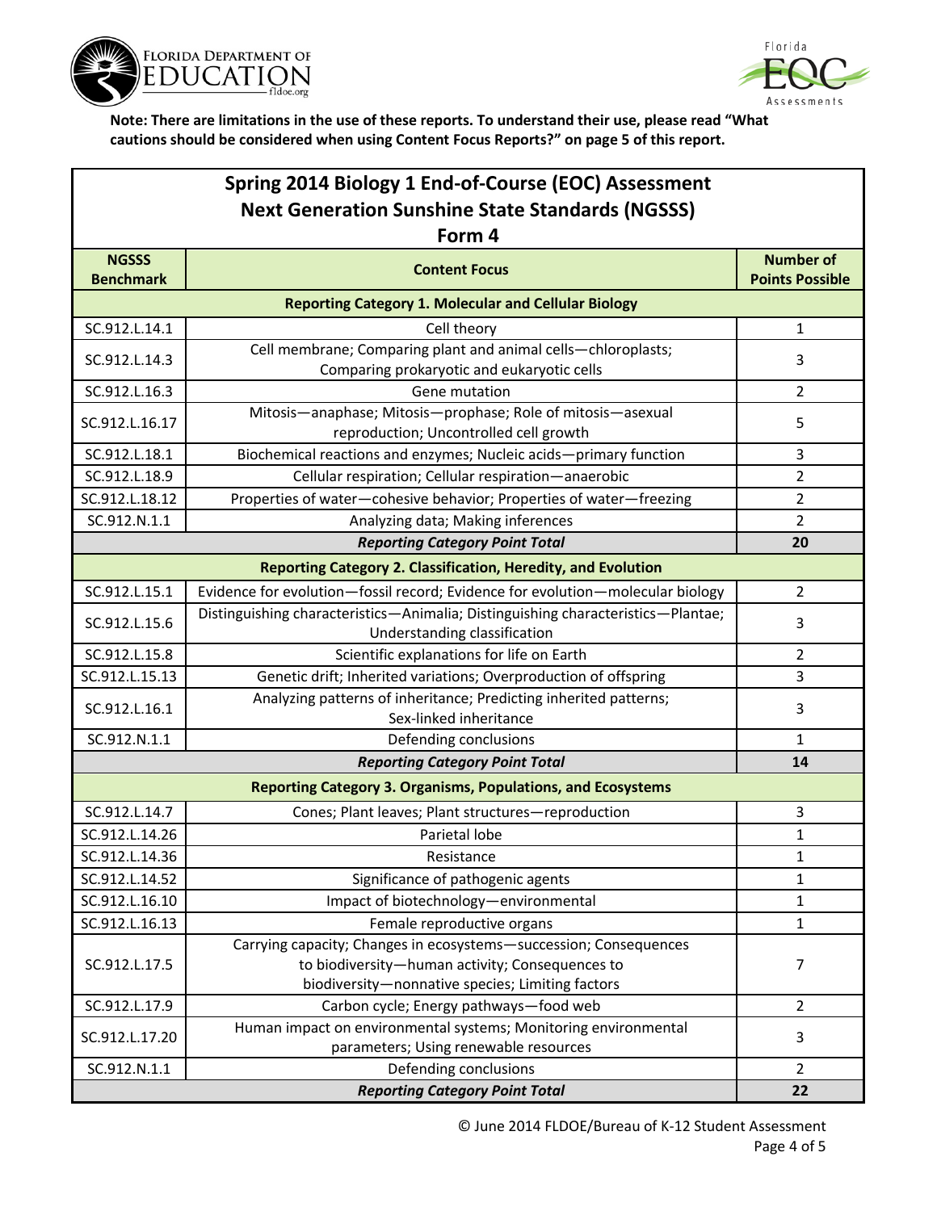**Note: There are limitations in the use of these reports. To understand their use, please read "What cautions should be considered when using Content Focus Reports?" on page 5 of this report.**

## Spring 2014 Biology 1 End-of-Course (EOC) Assessment Next Generation Sunshine State Standards (NGSSS) Form 4

| NGSSS Benchmark | Content Focus | Number of Points Possible |
|---|---|---|
| **Reporting Category 1. Molecular and Cellular Biology** | | |
| SC.912.L.14.1 | Cell theory | 1 |
| SC.912.L.14.3 | Cell membrane; Comparing plant and animal cells—chloroplasts; Comparing prokaryotic and eukaryotic cells | 3 |
| SC.912.L.16.3 | Gene mutation | 2 |
| SC.912.L.16.17 | Mitosis—anaphase; Mitosis—prophase; Role of mitosis—asexual reproduction; Uncontrolled cell growth | 5 |
| SC.912.L.18.1 | Biochemical reactions and enzymes; Nucleic acids—primary function | 3 |
| SC.912.L.18.9 | Cellular respiration; Cellular respiration—anaerobic | 2 |
| SC.912.L.18.12 | Properties of water—cohesive behavior; Properties of water—freezing | 2 |
| SC.912.N.1.1 | Analyzing data; Making inferences | 2 |
| | ***Reporting Category Point Total*** | **20** |
| **Reporting Category 2. Classification, Heredity, and Evolution** | | |
| SC.912.L.15.1 | Evidence for evolution—fossil record; Evidence for evolution—molecular biology | 2 |
| SC.912.L.15.6 | Distinguishing characteristics—Animalia; Distinguishing characteristics—Plantae; Understanding classification | 3 |
| SC.912.L.15.8 | Scientific explanations for life on Earth | 2 |
| SC.912.L.15.13 | Genetic drift; Inherited variations; Overproduction of offspring | 3 |
| SC.912.L.16.1 | Analyzing patterns of inheritance; Predicting inherited patterns; Sex-linked inheritance | 3 |
| SC.912.N.1.1 | Defending conclusions | 1 |
| | ***Reporting Category Point Total*** | **14** |
| **Reporting Category 3. Organisms, Populations, and Ecosystems** | | |
| SC.912.L.14.7 | Cones; Plant leaves; Plant structures—reproduction | 3 |
| SC.912.L.14.26 | Parietal lobe | 1 |
| SC.912.L.14.36 | Resistance | 1 |
| SC.912.L.14.52 | Significance of pathogenic agents | 1 |
| SC.912.L.16.10 | Impact of biotechnology—environmental | 1 |
| SC.912.L.16.13 | Female reproductive organs | 1 |
| SC.912.L.17.5 | Carrying capacity; Changes in ecosystems—succession; Consequences to biodiversity—human activity; Consequences to biodiversity—nonnative species; Limiting factors | 7 |
| SC.912.L.17.9 | Carbon cycle; Energy pathways—food web | 2 |
| SC.912.L.17.20 | Human impact on environmental systems; Monitoring environmental parameters; Using renewable resources | 3 |
| SC.912.N.1.1 | Defending conclusions | 2 |
| | ***Reporting Category Point Total*** | **22** |

© June 2014 FLDOE/Bureau of K-12 Student Assessment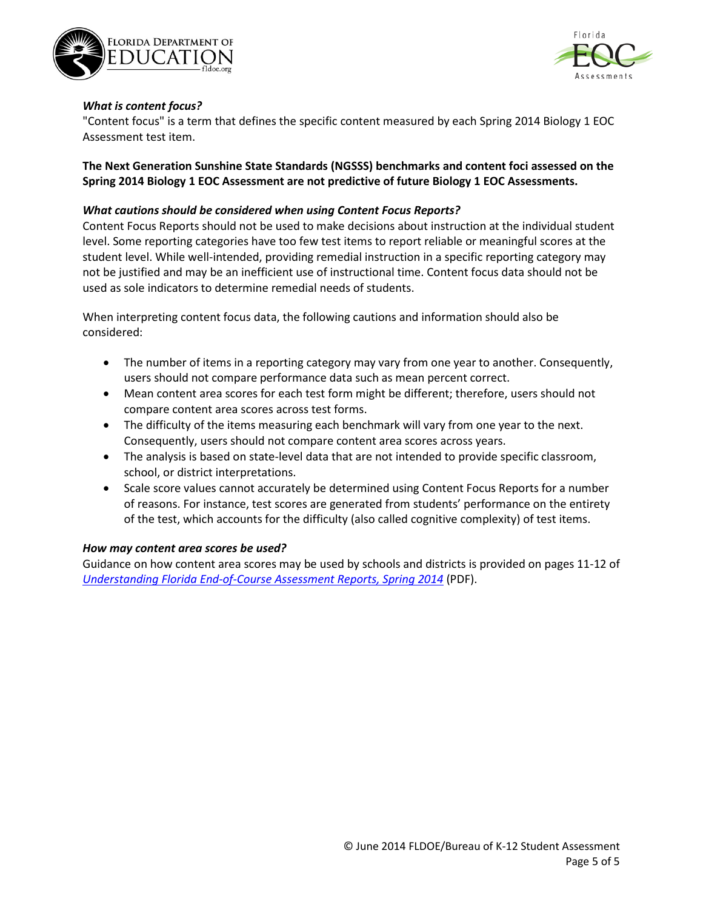### *What is content focus?*

"Content focus" is a term that defines the specific content measured by each Spring 2014 Biology 1 EOC Assessment test item.

**The Next Generation Sunshine State Standards (NGSSS) benchmarks and content foci assessed on the Spring 2014 Biology 1 EOC Assessment are not predictive of future Biology 1 EOC Assessments.**

### *What cautions should be considered when using Content Focus Reports?*

Content Focus Reports should not be used to make decisions about instruction at the individual student level. Some reporting categories have too few test items to report reliable or meaningful scores at the student level. While well-intended, providing remedial instruction in a specific reporting category may not be justified and may be an inefficient use of instructional time. Content focus data should not be used as sole indicators to determine remedial needs of students.

When interpreting content focus data, the following cautions and information should also be considered:

- The number of items in a reporting category may vary from one year to another. Consequently, users should not compare performance data such as mean percent correct.
- Mean content area scores for each test form might be different; therefore, users should not compare content area scores across test forms.
- The difficulty of the items measuring each benchmark will vary from one year to the next. Consequently, users should not compare content area scores across years.
- The analysis is based on state-level data that are not intended to provide specific classroom, school, or district interpretations.
- Scale score values cannot accurately be determined using Content Focus Reports for a number of reasons. For instance, test scores are generated from students' performance on the entirety of the test, which accounts for the difficulty (also called cognitive complexity) of test items.

### *How may content area scores be used?*

Guidance on how content area scores may be used by schools and districts is provided on pages 11-12 of *Understanding Florida End-of-Course Assessment Reports, Spring 2014* (PDF).

© June 2014 FLDOE/Bureau of K-12 Student Assessment